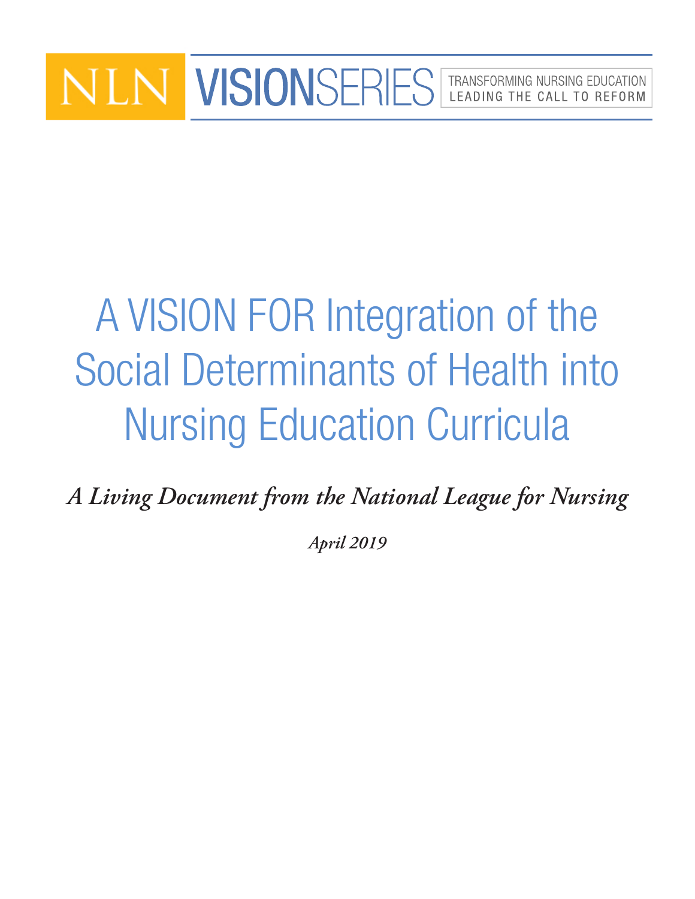NLN VISIONSERIES

TRANSFORMING NURSING EDUCATION
LEADING THE CALL TO REFORM

# A VISION FOR Integration of the Social Determinants of Health into Nursing Education Curricula

*A Living Document from the National League for Nursing*

*April 2019*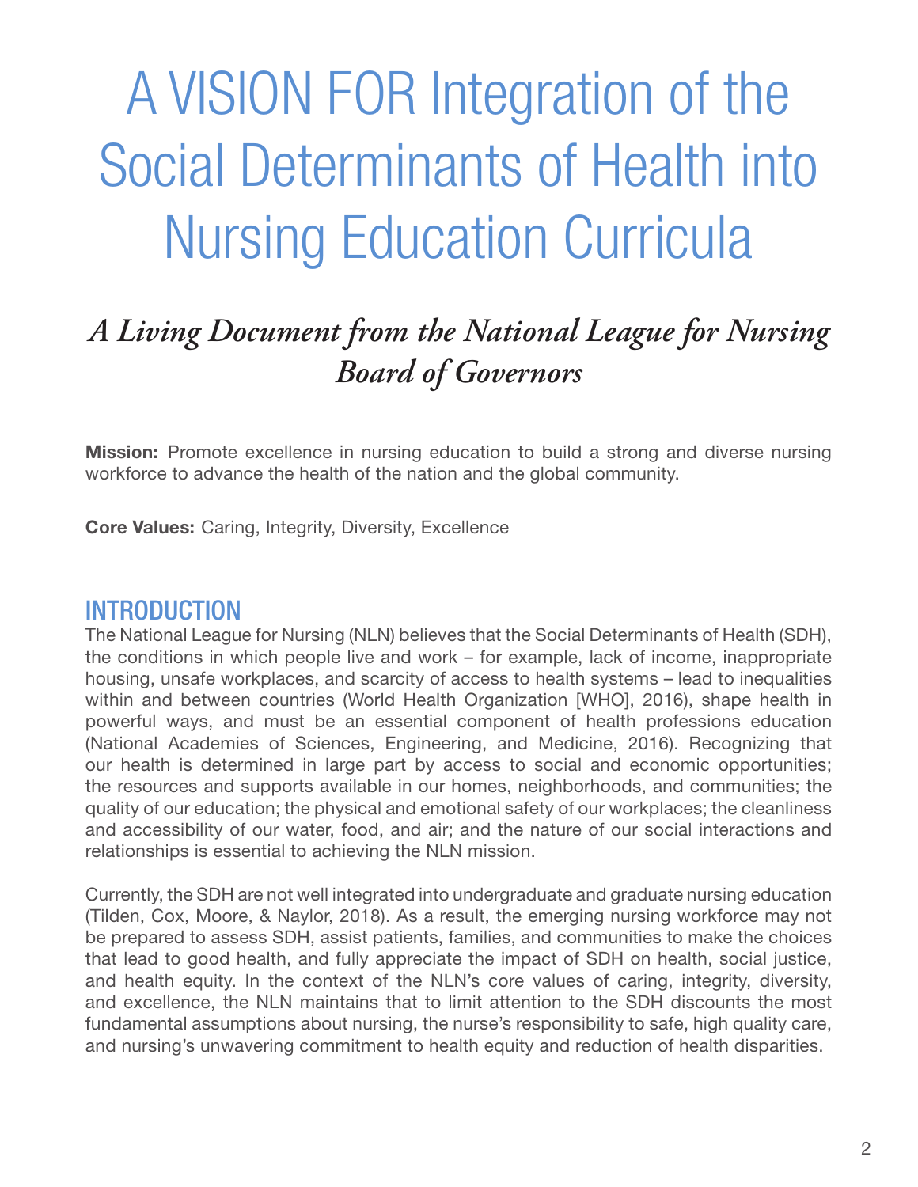# A VISION FOR Integration of the Social Determinants of Health into Nursing Education Curricula

## *A Living Document from the National League for Nursing Board of Governors*

**Mission:** Promote excellence in nursing education to build a strong and diverse nursing workforce to advance the health of the nation and the global community.

**Core Values:** Caring, Integrity, Diversity, Excellence

## INTRODUCTION

The National League for Nursing (NLN) believes that the Social Determinants of Health (SDH), the conditions in which people live and work – for example, lack of income, inappropriate housing, unsafe workplaces, and scarcity of access to health systems – lead to inequalities within and between countries (World Health Organization [WHO], 2016), shape health in powerful ways, and must be an essential component of health professions education (National Academies of Sciences, Engineering, and Medicine, 2016). Recognizing that our health is determined in large part by access to social and economic opportunities; the resources and supports available in our homes, neighborhoods, and communities; the quality of our education; the physical and emotional safety of our workplaces; the cleanliness and accessibility of our water, food, and air; and the nature of our social interactions and relationships is essential to achieving the NLN mission.

Currently, the SDH are not well integrated into undergraduate and graduate nursing education (Tilden, Cox, Moore, & Naylor, 2018). As a result, the emerging nursing workforce may not be prepared to assess SDH, assist patients, families, and communities to make the choices that lead to good health, and fully appreciate the impact of SDH on health, social justice, and health equity. In the context of the NLN's core values of caring, integrity, diversity, and excellence, the NLN maintains that to limit attention to the SDH discounts the most fundamental assumptions about nursing, the nurse's responsibility to safe, high quality care, and nursing's unwavering commitment to health equity and reduction of health disparities.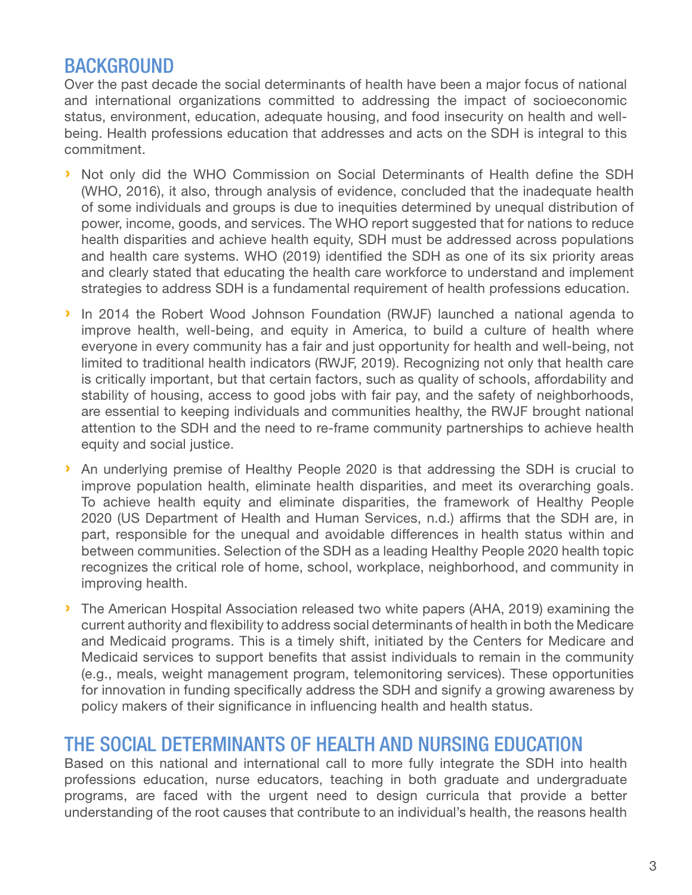## BACKGROUND

Over the past decade the social determinants of health have been a major focus of national and international organizations committed to addressing the impact of socioeconomic status, environment, education, adequate housing, and food insecurity on health and well-being. Health professions education that addresses and acts on the SDH is integral to this commitment.

- Not only did the WHO Commission on Social Determinants of Health define the SDH (WHO, 2016), it also, through analysis of evidence, concluded that the inadequate health of some individuals and groups is due to inequities determined by unequal distribution of power, income, goods, and services. The WHO report suggested that for nations to reduce health disparities and achieve health equity, SDH must be addressed across populations and health care systems. WHO (2019) identified the SDH as one of its six priority areas and clearly stated that educating the health care workforce to understand and implement strategies to address SDH is a fundamental requirement of health professions education.
- In 2014 the Robert Wood Johnson Foundation (RWJF) launched a national agenda to improve health, well-being, and equity in America, to build a culture of health where everyone in every community has a fair and just opportunity for health and well-being, not limited to traditional health indicators (RWJF, 2019). Recognizing not only that health care is critically important, but that certain factors, such as quality of schools, affordability and stability of housing, access to good jobs with fair pay, and the safety of neighborhoods, are essential to keeping individuals and communities healthy, the RWJF brought national attention to the SDH and the need to re-frame community partnerships to achieve health equity and social justice.
- An underlying premise of Healthy People 2020 is that addressing the SDH is crucial to improve population health, eliminate health disparities, and meet its overarching goals. To achieve health equity and eliminate disparities, the framework of Healthy People 2020 (US Department of Health and Human Services, n.d.) affirms that the SDH are, in part, responsible for the unequal and avoidable differences in health status within and between communities. Selection of the SDH as a leading Healthy People 2020 health topic recognizes the critical role of home, school, workplace, neighborhood, and community in improving health.
- The American Hospital Association released two white papers (AHA, 2019) examining the current authority and flexibility to address social determinants of health in both the Medicare and Medicaid programs. This is a timely shift, initiated by the Centers for Medicare and Medicaid services to support benefits that assist individuals to remain in the community (e.g., meals, weight management program, telemonitoring services). These opportunities for innovation in funding specifically address the SDH and signify a growing awareness by policy makers of their significance in influencing health and health status.

## THE SOCIAL DETERMINANTS OF HEALTH AND NURSING EDUCATION

Based on this national and international call to more fully integrate the SDH into health professions education, nurse educators, teaching in both graduate and undergraduate programs, are faced with the urgent need to design curricula that provide a better understanding of the root causes that contribute to an individual's health, the reasons health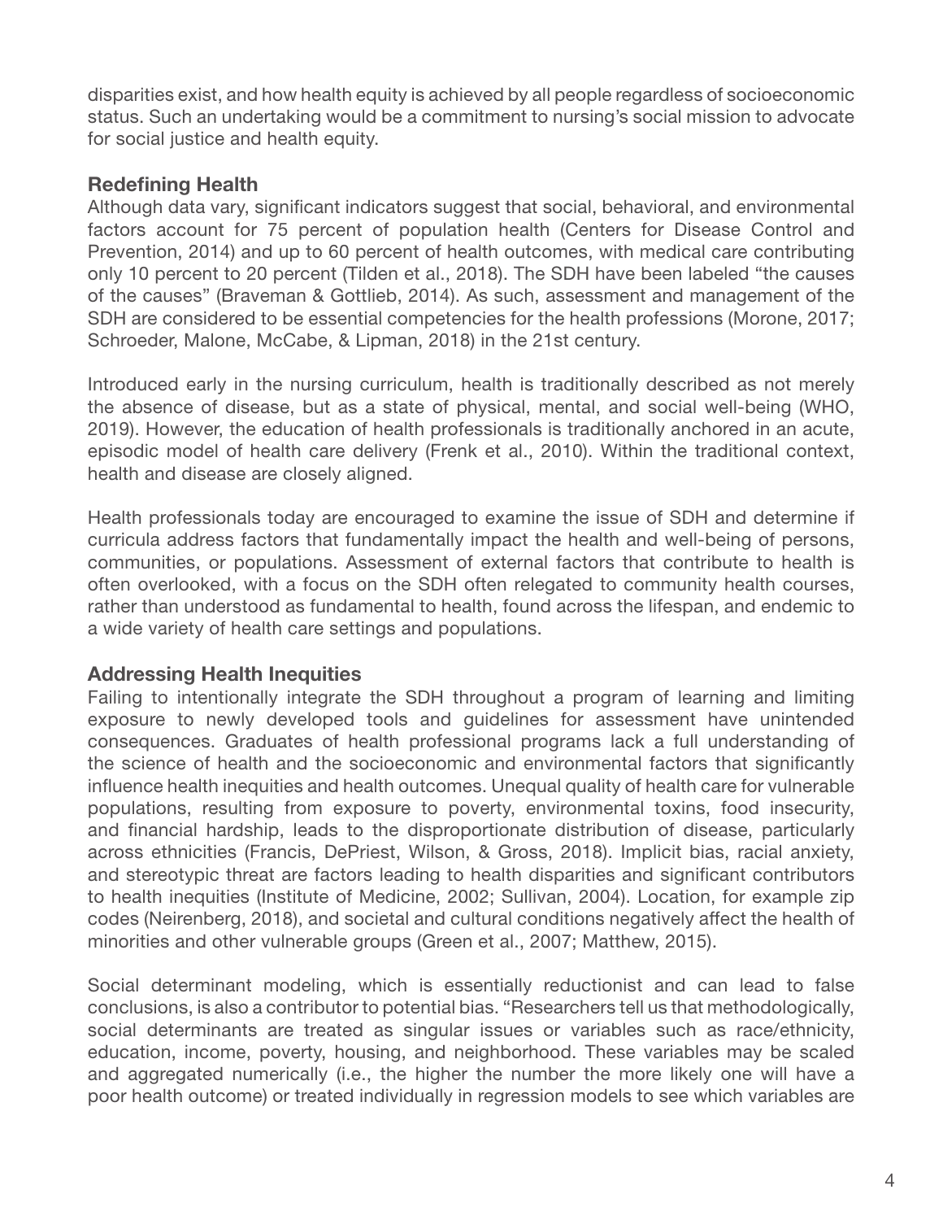disparities exist, and how health equity is achieved by all people regardless of socioeconomic status. Such an undertaking would be a commitment to nursing's social mission to advocate for social justice and health equity.

## Redefining Health

Although data vary, significant indicators suggest that social, behavioral, and environmental factors account for 75 percent of population health (Centers for Disease Control and Prevention, 2014) and up to 60 percent of health outcomes, with medical care contributing only 10 percent to 20 percent (Tilden et al., 2018). The SDH have been labeled "the causes of the causes" (Braveman & Gottlieb, 2014). As such, assessment and management of the SDH are considered to be essential competencies for the health professions (Morone, 2017; Schroeder, Malone, McCabe, & Lipman, 2018) in the 21st century.

Introduced early in the nursing curriculum, health is traditionally described as not merely the absence of disease, but as a state of physical, mental, and social well-being (WHO, 2019). However, the education of health professionals is traditionally anchored in an acute, episodic model of health care delivery (Frenk et al., 2010). Within the traditional context, health and disease are closely aligned.

Health professionals today are encouraged to examine the issue of SDH and determine if curricula address factors that fundamentally impact the health and well-being of persons, communities, or populations. Assessment of external factors that contribute to health is often overlooked, with a focus on the SDH often relegated to community health courses, rather than understood as fundamental to health, found across the lifespan, and endemic to a wide variety of health care settings and populations.

## Addressing Health Inequities

Failing to intentionally integrate the SDH throughout a program of learning and limiting exposure to newly developed tools and guidelines for assessment have unintended consequences. Graduates of health professional programs lack a full understanding of the science of health and the socioeconomic and environmental factors that significantly influence health inequities and health outcomes. Unequal quality of health care for vulnerable populations, resulting from exposure to poverty, environmental toxins, food insecurity, and financial hardship, leads to the disproportionate distribution of disease, particularly across ethnicities (Francis, DePriest, Wilson, & Gross, 2018). Implicit bias, racial anxiety, and stereotypic threat are factors leading to health disparities and significant contributors to health inequities (Institute of Medicine, 2002; Sullivan, 2004). Location, for example zip codes (Neirenberg, 2018), and societal and cultural conditions negatively affect the health of minorities and other vulnerable groups (Green et al., 2007; Matthew, 2015).

Social determinant modeling, which is essentially reductionist and can lead to false conclusions, is also a contributor to potential bias. "Researchers tell us that methodologically, social determinants are treated as singular issues or variables such as race/ethnicity, education, income, poverty, housing, and neighborhood. These variables may be scaled and aggregated numerically (i.e., the higher the number the more likely one will have a poor health outcome) or treated individually in regression models to see which variables are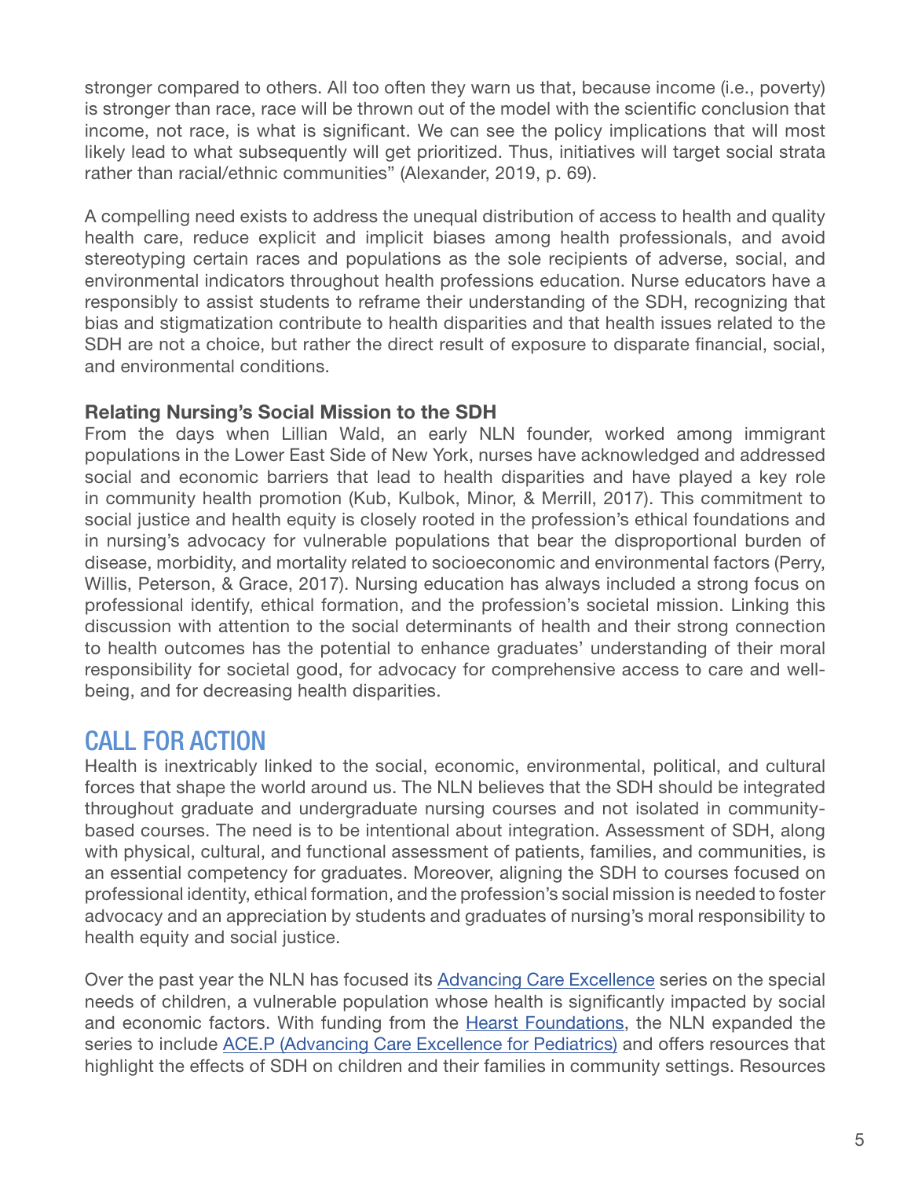stronger compared to others. All too often they warn us that, because income (i.e., poverty) is stronger than race, race will be thrown out of the model with the scientific conclusion that income, not race, is what is significant. We can see the policy implications that will most likely lead to what subsequently will get prioritized. Thus, initiatives will target social strata rather than racial/ethnic communities" (Alexander, 2019, p. 69).

A compelling need exists to address the unequal distribution of access to health and quality health care, reduce explicit and implicit biases among health professionals, and avoid stereotyping certain races and populations as the sole recipients of adverse, social, and environmental indicators throughout health professions education. Nurse educators have a responsibly to assist students to reframe their understanding of the SDH, recognizing that bias and stigmatization contribute to health disparities and that health issues related to the SDH are not a choice, but rather the direct result of exposure to disparate financial, social, and environmental conditions.

**Relating Nursing's Social Mission to the SDH**

From the days when Lillian Wald, an early NLN founder, worked among immigrant populations in the Lower East Side of New York, nurses have acknowledged and addressed social and economic barriers that lead to health disparities and have played a key role in community health promotion (Kub, Kulbok, Minor, & Merrill, 2017). This commitment to social justice and health equity is closely rooted in the profession's ethical foundations and in nursing's advocacy for vulnerable populations that bear the disproportional burden of disease, morbidity, and mortality related to socioeconomic and environmental factors (Perry, Willis, Peterson, & Grace, 2017). Nursing education has always included a strong focus on professional identify, ethical formation, and the profession's societal mission. Linking this discussion with attention to the social determinants of health and their strong connection to health outcomes has the potential to enhance graduates' understanding of their moral responsibility for societal good, for advocacy for comprehensive access to care and well-being, and for decreasing health disparities.

## CALL FOR ACTION

Health is inextricably linked to the social, economic, environmental, political, and cultural forces that shape the world around us. The NLN believes that the SDH should be integrated throughout graduate and undergraduate nursing courses and not isolated in community-based courses. The need is to be intentional about integration. Assessment of SDH, along with physical, cultural, and functional assessment of patients, families, and communities, is an essential competency for graduates. Moreover, aligning the SDH to courses focused on professional identity, ethical formation, and the profession's social mission is needed to foster advocacy and an appreciation by students and graduates of nursing's moral responsibility to health equity and social justice.

Over the past year the NLN has focused its Advancing Care Excellence series on the special needs of children, a vulnerable population whose health is significantly impacted by social and economic factors. With funding from the Hearst Foundations, the NLN expanded the series to include ACE.P (Advancing Care Excellence for Pediatrics) and offers resources that highlight the effects of SDH on children and their families in community settings. Resources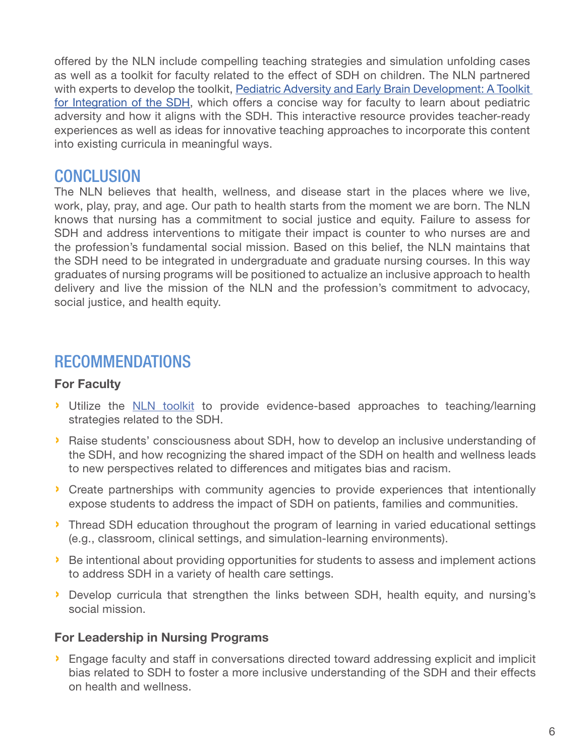offered by the NLN include compelling teaching strategies and simulation unfolding cases as well as a toolkit for faculty related to the effect of SDH on children. The NLN partnered with experts to develop the toolkit, Pediatric Adversity and Early Brain Development: A Toolkit for Integration of the SDH, which offers a concise way for faculty to learn about pediatric adversity and how it aligns with the SDH. This interactive resource provides teacher-ready experiences as well as ideas for innovative teaching approaches to incorporate this content into existing curricula in meaningful ways.

## CONCLUSION

The NLN believes that health, wellness, and disease start in the places where we live, work, play, pray, and age. Our path to health starts from the moment we are born. The NLN knows that nursing has a commitment to social justice and equity. Failure to assess for SDH and address interventions to mitigate their impact is counter to who nurses are and the profession's fundamental social mission. Based on this belief, the NLN maintains that the SDH need to be integrated in undergraduate and graduate nursing courses. In this way graduates of nursing programs will be positioned to actualize an inclusive approach to health delivery and live the mission of the NLN and the profession's commitment to advocacy, social justice, and health equity.

## RECOMMENDATIONS

### For Faculty

- Utilize the NLN toolkit to provide evidence-based approaches to teaching/learning strategies related to the SDH.
- Raise students' consciousness about SDH, how to develop an inclusive understanding of the SDH, and how recognizing the shared impact of the SDH on health and wellness leads to new perspectives related to differences and mitigates bias and racism.
- Create partnerships with community agencies to provide experiences that intentionally expose students to address the impact of SDH on patients, families and communities.
- Thread SDH education throughout the program of learning in varied educational settings (e.g., classroom, clinical settings, and simulation-learning environments).
- Be intentional about providing opportunities for students to assess and implement actions to address SDH in a variety of health care settings.
- Develop curricula that strengthen the links between SDH, health equity, and nursing's social mission.

### For Leadership in Nursing Programs

- Engage faculty and staff in conversations directed toward addressing explicit and implicit bias related to SDH to foster a more inclusive understanding of the SDH and their effects on health and wellness.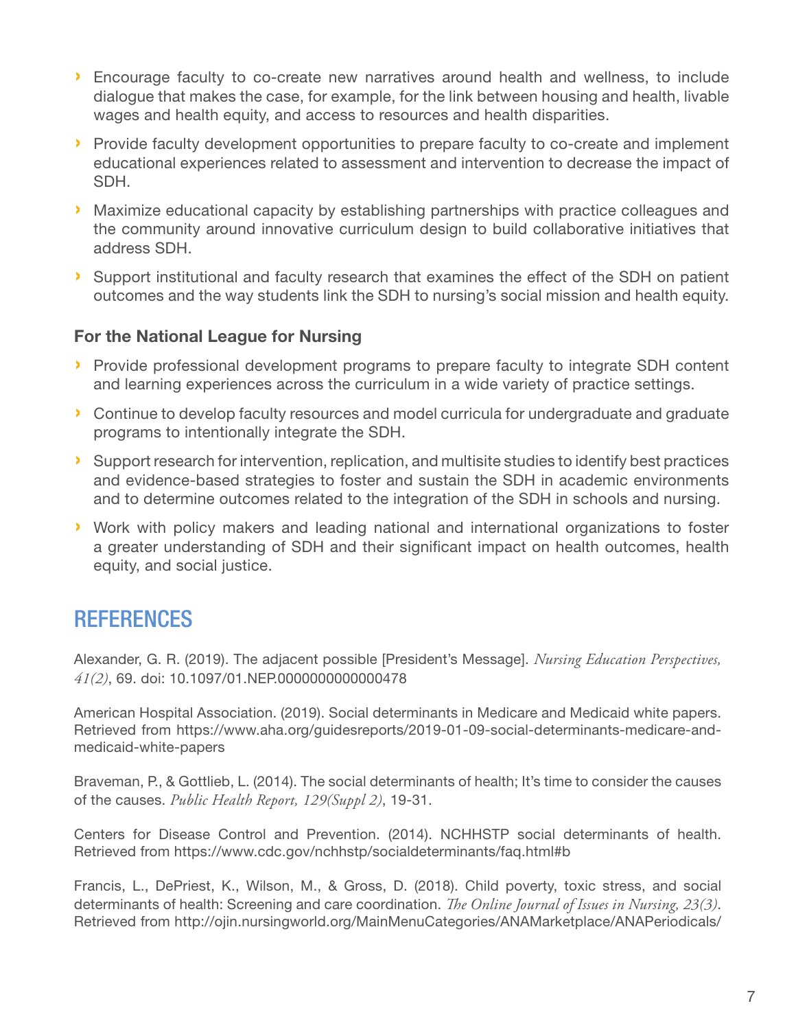- Encourage faculty to co-create new narratives around health and wellness, to include dialogue that makes the case, for example, for the link between housing and health, livable wages and health equity, and access to resources and health disparities.
- Provide faculty development opportunities to prepare faculty to co-create and implement educational experiences related to assessment and intervention to decrease the impact of SDH.
- Maximize educational capacity by establishing partnerships with practice colleagues and the community around innovative curriculum design to build collaborative initiatives that address SDH.
- Support institutional and faculty research that examines the effect of the SDH on patient outcomes and the way students link the SDH to nursing's social mission and health equity.

### For the National League for Nursing

- Provide professional development programs to prepare faculty to integrate SDH content and learning experiences across the curriculum in a wide variety of practice settings.
- Continue to develop faculty resources and model curricula for undergraduate and graduate programs to intentionally integrate the SDH.
- Support research for intervention, replication, and multisite studies to identify best practices and evidence-based strategies to foster and sustain the SDH in academic environments and to determine outcomes related to the integration of the SDH in schools and nursing.
- Work with policy makers and leading national and international organizations to foster a greater understanding of SDH and their significant impact on health outcomes, health equity, and social justice.

## REFERENCES

Alexander, G. R. (2019). The adjacent possible [President's Message]. *Nursing Education Perspectives, 41(2)*, 69. doi: 10.1097/01.NEP.0000000000000478

American Hospital Association. (2019). Social determinants in Medicare and Medicaid white papers. Retrieved from https://www.aha.org/guidesreports/2019-01-09-social-determinants-medicare-and-medicaid-white-papers

Braveman, P., & Gottlieb, L. (2014). The social determinants of health; It's time to consider the causes of the causes. *Public Health Report, 129(Suppl 2)*, 19-31.

Centers for Disease Control and Prevention. (2014). NCHHSTP social determinants of health. Retrieved from https://www.cdc.gov/nchhstp/socialdeterminants/faq.html#b

Francis, L., DePriest, K., Wilson, M., & Gross, D. (2018). Child poverty, toxic stress, and social determinants of health: Screening and care coordination. *The Online Journal of Issues in Nursing, 23(3)*. Retrieved from http://ojin.nursingworld.org/MainMenuCategories/ANAMarketplace/ANAPeriodicals/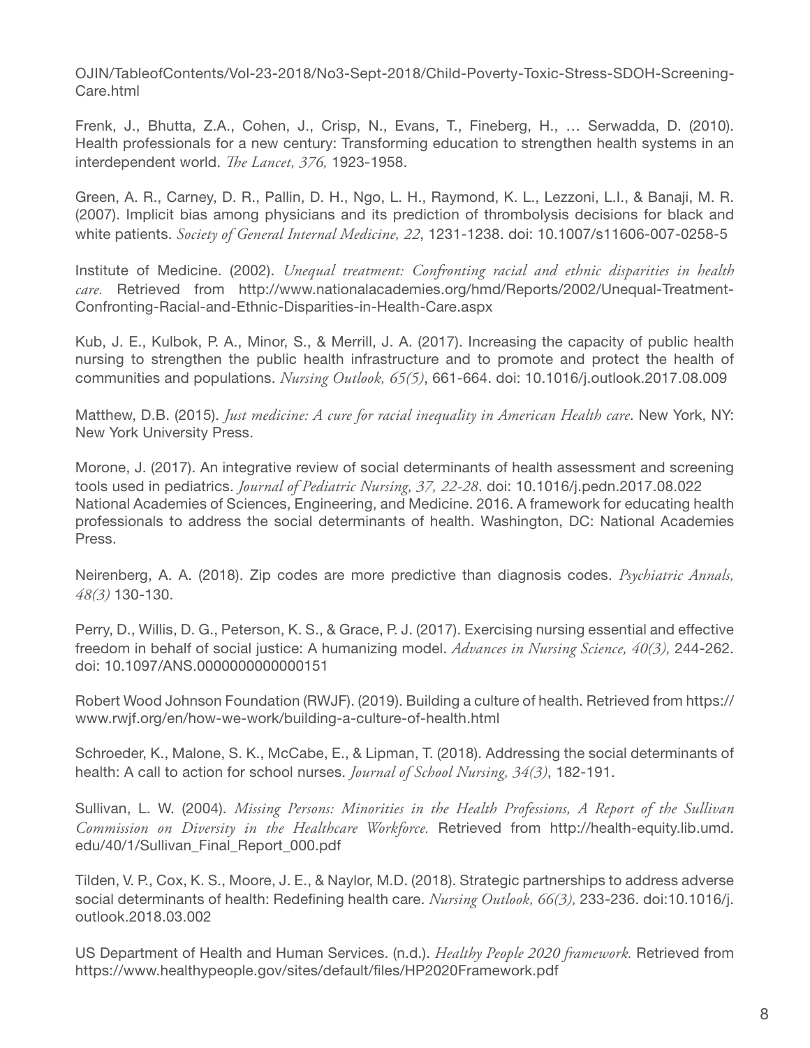OJIN/TableofContents/Vol-23-2018/No3-Sept-2018/Child-Poverty-Toxic-Stress-SDOH-Screening-Care.html

Frenk, J., Bhutta, Z.A., Cohen, J., Crisp, N., Evans, T., Fineberg, H., … Serwadda, D. (2010). Health professionals for a new century: Transforming education to strengthen health systems in an interdependent world. *The Lancet, 376,* 1923-1958.

Green, A. R., Carney, D. R., Pallin, D. H., Ngo, L. H., Raymond, K. L., Lezzoni, L.I., & Banaji, M. R. (2007). Implicit bias among physicians and its prediction of thrombolysis decisions for black and white patients. *Society of General Internal Medicine, 22*, 1231-1238. doi: 10.1007/s11606-007-0258-5

Institute of Medicine. (2002). *Unequal treatment: Confronting racial and ethnic disparities in health care.* Retrieved from http://www.nationalacademies.org/hmd/Reports/2002/Unequal-Treatment-Confronting-Racial-and-Ethnic-Disparities-in-Health-Care.aspx

Kub, J. E., Kulbok, P. A., Minor, S., & Merrill, J. A. (2017). Increasing the capacity of public health nursing to strengthen the public health infrastructure and to promote and protect the health of communities and populations. *Nursing Outlook, 65(5)*, 661-664. doi: 10.1016/j.outlook.2017.08.009

Matthew, D.B. (2015). *Just medicine: A cure for racial inequality in American Health care*. New York, NY: New York University Press.

Morone, J. (2017). An integrative review of social determinants of health assessment and screening tools used in pediatrics. *Journal of Pediatric Nursing, 37, 22-28*. doi: 10.1016/j.pedn.2017.08.022
National Academies of Sciences, Engineering, and Medicine. 2016. A framework for educating health professionals to address the social determinants of health. Washington, DC: National Academies Press.

Neirenberg, A. A. (2018). Zip codes are more predictive than diagnosis codes. *Psychiatric Annals, 48(3)* 130-130.

Perry, D., Willis, D. G., Peterson, K. S., & Grace, P. J. (2017). Exercising nursing essential and effective freedom in behalf of social justice: A humanizing model. *Advances in Nursing Science, 40(3),* 244-262. doi: 10.1097/ANS.0000000000000151

Robert Wood Johnson Foundation (RWJF). (2019). Building a culture of health. Retrieved from https://www.rwjf.org/en/how-we-work/building-a-culture-of-health.html

Schroeder, K., Malone, S. K., McCabe, E., & Lipman, T. (2018). Addressing the social determinants of health: A call to action for school nurses. *Journal of School Nursing, 34(3)*, 182-191.

Sullivan, L. W. (2004). *Missing Persons: Minorities in the Health Professions, A Report of the Sullivan Commission on Diversity in the Healthcare Workforce.* Retrieved from http://health-equity.lib.umd.edu/40/1/Sullivan_Final_Report_000.pdf

Tilden, V. P., Cox, K. S., Moore, J. E., & Naylor, M.D. (2018). Strategic partnerships to address adverse social determinants of health: Redefining health care. *Nursing Outlook, 66(3),* 233-236. doi:10.1016/j.outlook.2018.03.002

US Department of Health and Human Services. (n.d.). *Healthy People 2020 framework.* Retrieved from https://www.healthypeople.gov/sites/default/files/HP2020Framework.pdf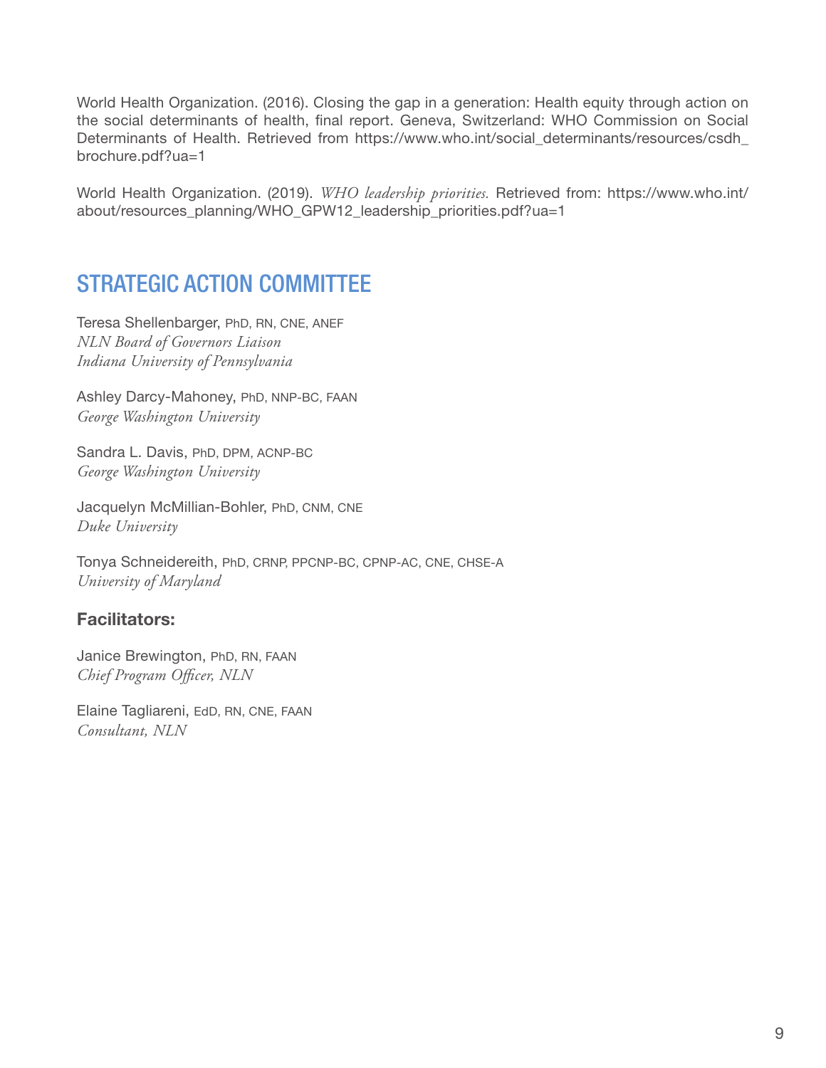World Health Organization. (2016). Closing the gap in a generation: Health equity through action on the social determinants of health, final report. Geneva, Switzerland: WHO Commission on Social Determinants of Health. Retrieved from https://www.who.int/social_determinants/resources/csdh_brochure.pdf?ua=1

World Health Organization. (2019). *WHO leadership priorities.* Retrieved from: https://www.who.int/about/resources_planning/WHO_GPW12_leadership_priorities.pdf?ua=1

## STRATEGIC ACTION COMMITTEE

Teresa Shellenbarger, PhD, RN, CNE, ANEF
*NLN Board of Governors Liaison*
*Indiana University of Pennsylvania*

Ashley Darcy-Mahoney, PhD, NNP-BC, FAAN
*George Washington University*

Sandra L. Davis, PhD, DPM, ACNP-BC
*George Washington University*

Jacquelyn McMillian-Bohler, PhD, CNM, CNE
*Duke University*

Tonya Schneidereith, PhD, CRNP, PPCNP-BC, CPNP-AC, CNE, CHSE-A
*University of Maryland*

### Facilitators:

Janice Brewington, PhD, RN, FAAN
*Chief Program Officer, NLN*

Elaine Tagliareni, EdD, RN, CNE, FAAN
*Consultant, NLN*